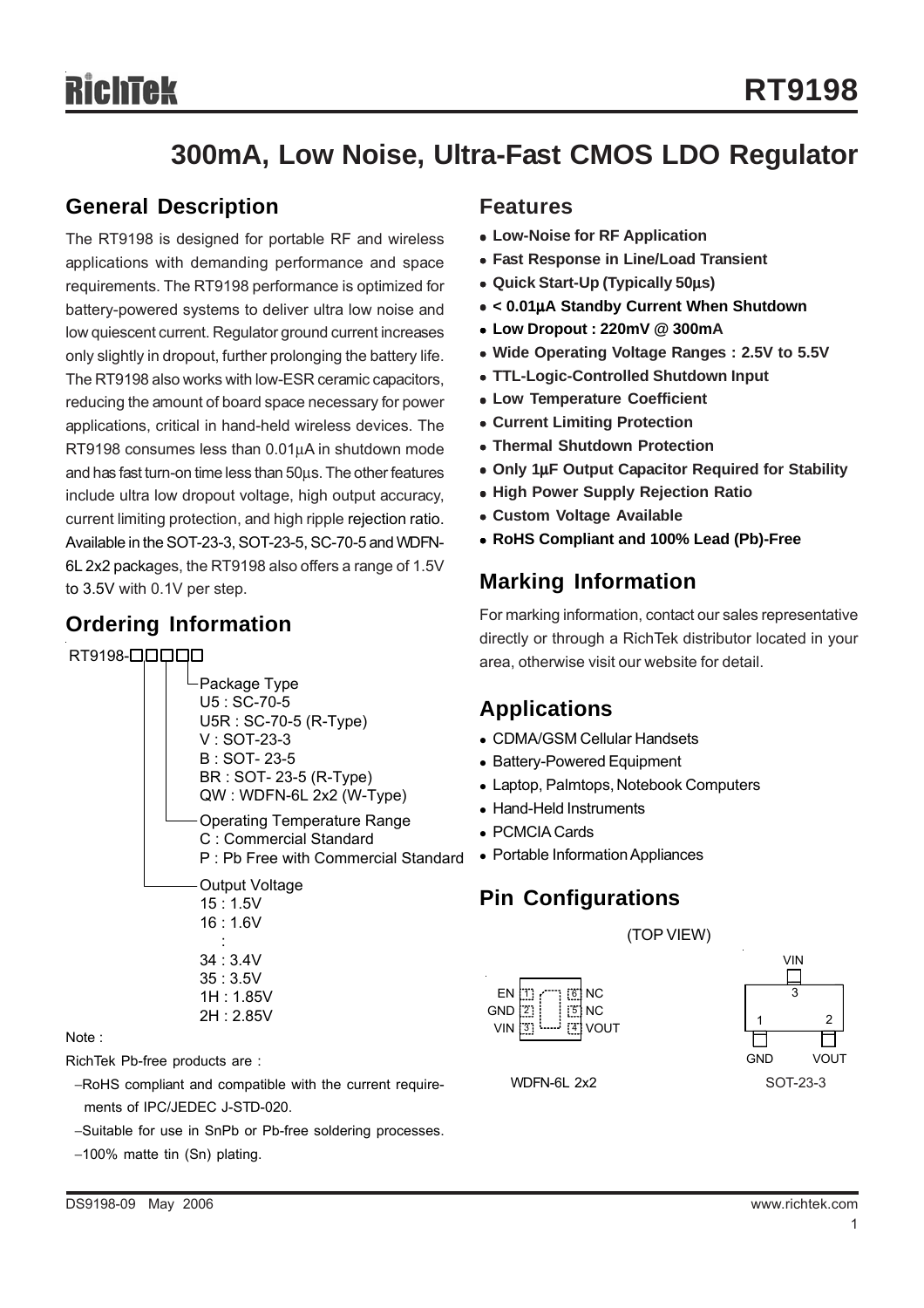# RT9198

## 300mA, Low Noise, Ultra-Fast CMOS LDO Regulator

## General Description

The RT9198 is designed for portable RF and wireless applications with demanding performance and space requirements. The RT9198 performance is optimized for battery-powered systems to deliver ultra low noise and low quiescent current. Regulator ground current increases only slightly in dropout, further prolonging the battery life. The RT9198 also works with low-ESR ceramic capacitors, reducing the amount of board space necessary for power applications, critical in hand-held wireless devices. The RT9198 consumes less than 0.01μA in shutdown mode and has fast turn-on time less than 50μs. The other features include ultra low dropout voltage, high output accuracy, current limiting protection, and high ripple rejection ratio. Available in the SOT-23-3, SOT-23-5, SC-70-5 and WDFN-6L 2x2 packages, the RT9198 also offers a range of 1.5V to 3.5V with 0.1V per step.

## Ordering Information

RT9198-□□□□□

- Package Type
  - U5 : SC-70-5
  - U5R : SC-70-5 (R-Type)
  - V : SOT-23-3
  - B : SOT- 23-5
  - BR : SOT- 23-5 (R-Type)
  - QW : WDFN-6L 2x2 (W-Type)
- Operating Temperature Range
  - C : Commercial Standard
  - P : Pb Free with Commercial Standard
- Output Voltage
  - 15 : 1.5V
  - 16 : 1.6V
  - :
  - 34 : 3.4V
  - 35 : 3.5V
  - 1H : 1.85V
  - 2H : 2.85V

Note :

RichTek Pb-free products are :

- −RoHS compliant and compatible with the current requirements of IPC/JEDEC J-STD-020.
- −Suitable for use in SnPb or Pb-free soldering processes.
- −100% matte tin (Sn) plating.

## Features

- **Low-Noise for RF Application**
- **Fast Response in Line/Load Transient**
- **Quick Start-Up (Typically 50μs)**
- **< 0.01μA Standby Current When Shutdown**
- **Low Dropout : 220mV @ 300mA**
- **Wide Operating Voltage Ranges : 2.5V to 5.5V**
- **TTL-Logic-Controlled Shutdown Input**
- **Low Temperature Coefficient**
- **Current Limiting Protection**
- **Thermal Shutdown Protection**
- **Only 1μF Output Capacitor Required for Stability**
- **High Power Supply Rejection Ratio**
- **Custom Voltage Available**
- **RoHS Compliant and 100% Lead (Pb)-Free**

## Marking Information

For marking information, contact our sales representative directly or through a RichTek distributor located in your area, otherwise visit our website for detail.

## Applications

- CDMA/GSM Cellular Handsets
- Battery-Powered Equipment
- Laptop, Palmtops, Notebook Computers
- Hand-Held Instruments
- PCMCIA Cards
- Portable Information Appliances

## Pin Configurations

(TOP VIEW)

WDFN-6L 2x2: EN [1], GND [2], VIN [3], VOUT [4], NC [5], NC [6]

SOT-23-3: GND [1], VOUT [2], VIN [3]

DS9198-09 May 2006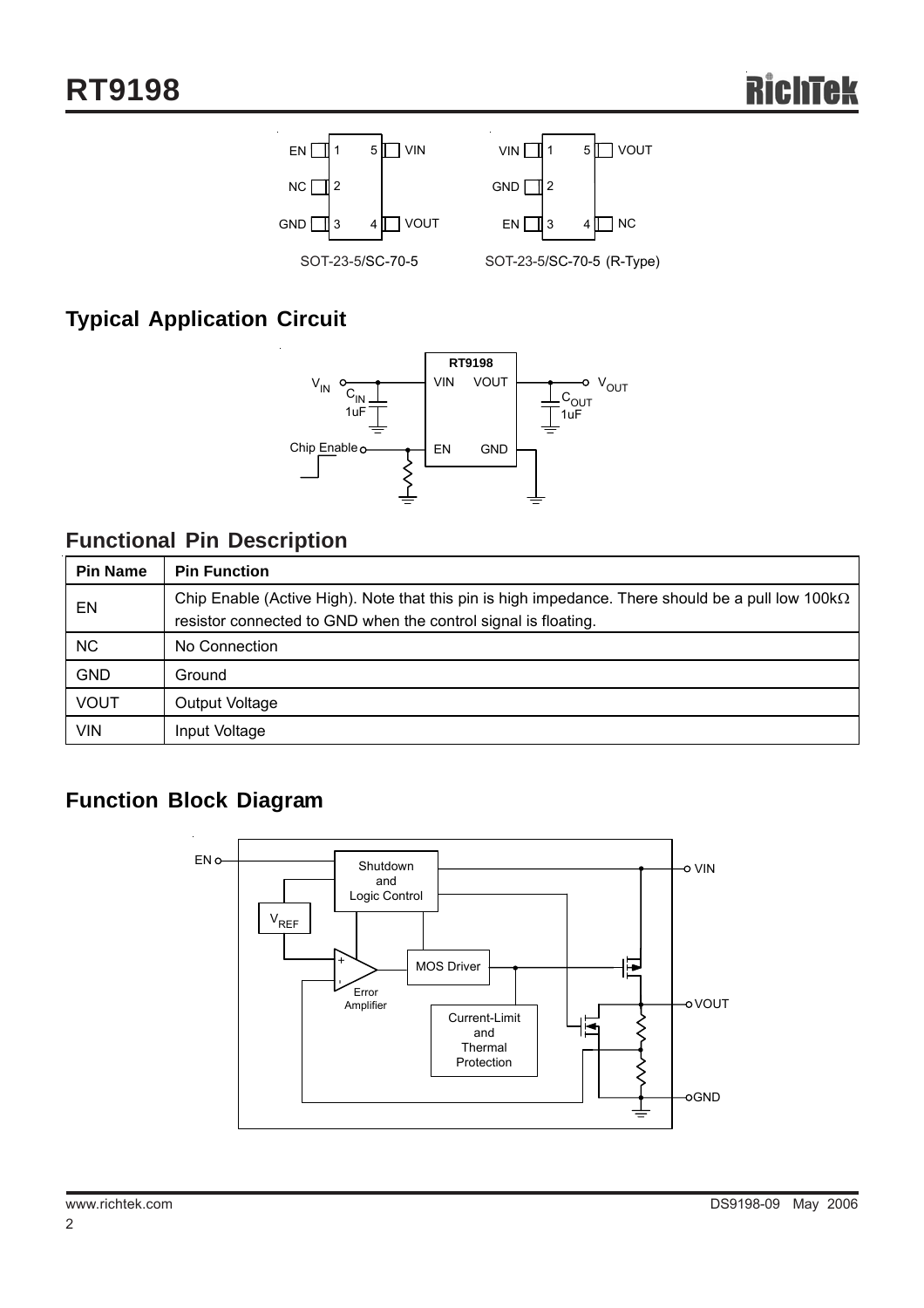## Typical Application Circuit

## Functional Pin Description

| Pin Name | Pin Function |
|---|---|
| EN | Chip Enable (Active High). Note that this pin is high impedance. There should be a pull low 100kΩ resistor connected to GND when the control signal is floating. |
| NC | No Connection |
| GND | Ground |
| VOUT | Output Voltage |
| VIN | Input Voltage |

## Function Block Diagram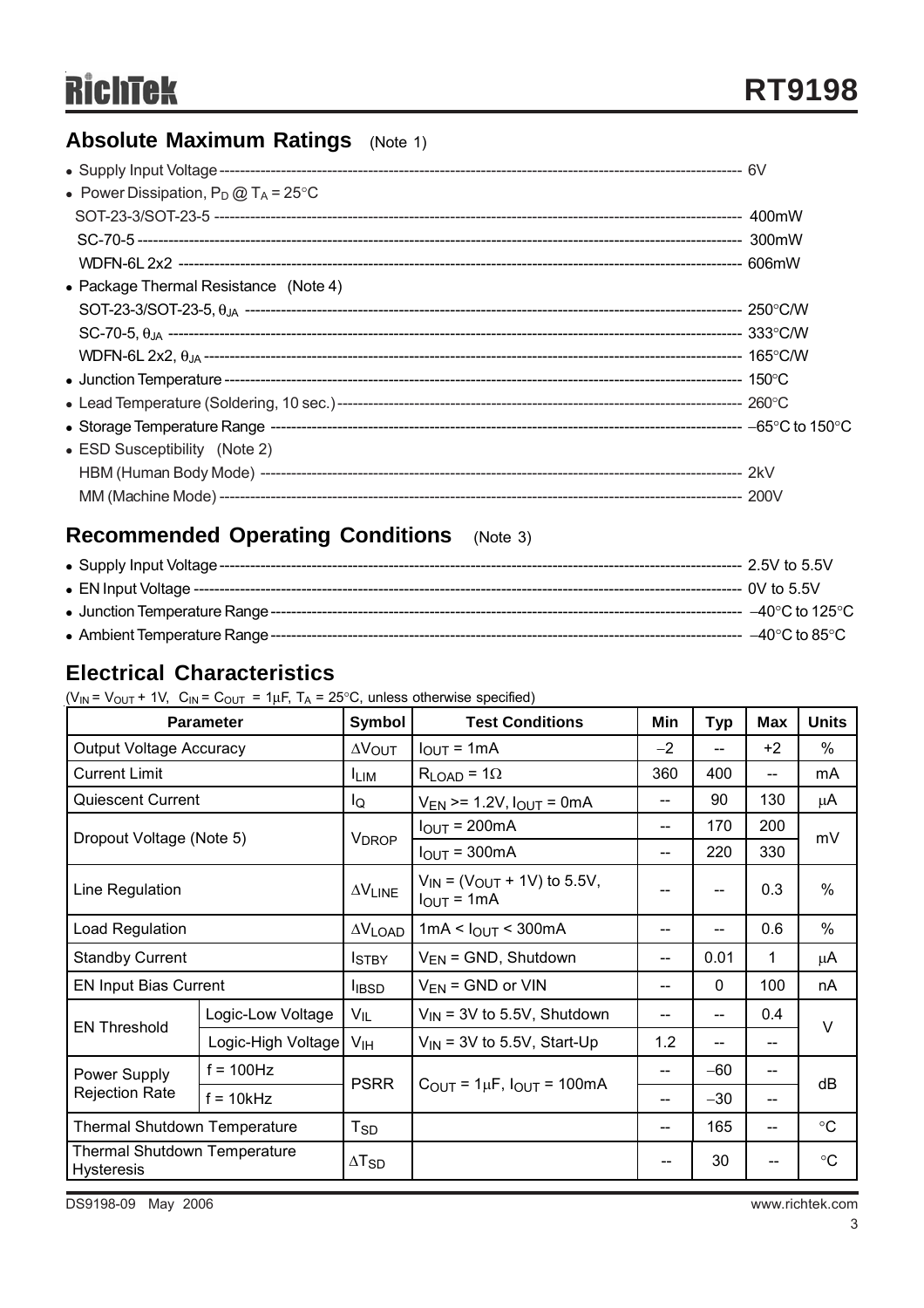## Absolute Maximum Ratings (Note 1)

- Supply Input Voltage ------------------------------------------------------------------------------------------------------------------ 6V
- Power Dissipation, $P_D$ @ $T_A$ = 25°C
  - SOT-23-3/SOT-23-5 --------------------------------------------------------------------------------------------------------- 400mW
  - SC-70-5 -------------------------------------------------------------------------------------------------------------------------- 300mW
  - WDFN-6L 2x2 ------------------------------------------------------------------------------------------------------------------ 606mW
- Package Thermal Resistance (Note 4)
  - SOT-23-3/SOT-23-5, $\theta_{JA}$ ------------------------------------------------------------------------------------------ 250°C/W
  - SC-70-5, $\theta_{JA}$ ------------------------------------------------------------------------------------------------------------- 333°C/W
  - WDFN-6L 2x2, $\theta_{JA}$ ---------------------------------------------------------------------------------------------------- 165°C/W
- Junction Temperature ---------------------------------------------------------------------------------------------------------- 150°C
- Lead Temperature (Soldering, 10 sec.) ---------------------------------------------------------------------------------- 260°C
- Storage Temperature Range ----------------------------------------------------------------------------------------------- −65°C to 150°C
- ESD Susceptibility (Note 2)
  - HBM (Human Body Mode) ----------------------------------------------------------------------------------------------- 2kV
  - MM (Machine Mode) ------------------------------------------------------------------------------------------------------ 200V

## Recommended Operating Conditions (Note 3)

- Supply Input Voltage ------------------------------------------------------------------------------------------------------------- 2.5V to 5.5V
- EN Input Voltage ------------------------------------------------------------------------------------------------------------------- 0V to 5.5V
- Junction Temperature Range ---------------------------------------------------------------------------------------------------- −40°C to 125°C
- Ambient Temperature Range ----------------------------------------------------------------------------------------------------- −40°C to 85°C

## Electrical Characteristics

($V_{IN}$ = $V_{OUT}$ + 1V, $C_{IN}$ = $C_{OUT}$ = 1μF, $T_A$ = 25°C, unless otherwise specified)

| Parameter | | Symbol | Test Conditions | Min | Typ | Max | Units |
|---|---|---|---|---|---|---|---|
| Output Voltage Accuracy | | $\Delta V_{OUT}$ | $I_{OUT}$ = 1mA | −2 | -- | +2 | % |
| Current Limit | | $I_{LIM}$ | $R_{LOAD}$ = 1Ω | 360 | 400 | -- | mA |
| Quiescent Current | | $I_Q$ | $V_{EN}$ >= 1.2V, $I_{OUT}$ = 0mA | -- | 90 | 130 | μA |
| Dropout Voltage (Note 5) | | $V_{DROP}$ | $I_{OUT}$ = 200mA | -- | 170 | 200 | mV |
| | | | $I_{OUT}$ = 300mA | -- | 220 | 330 | |
| Line Regulation | | $\Delta V_{LINE}$ | $V_{IN}$ = ($V_{OUT}$ + 1V) to 5.5V, $I_{OUT}$ = 1mA | -- | -- | 0.3 | % |
| Load Regulation | | $\Delta V_{LOAD}$ | 1mA < $I_{OUT}$ < 300mA | -- | -- | 0.6 | % |
| Standby Current | | $I_{STBY}$ | $V_{EN}$ = GND, Shutdown | -- | 0.01 | 1 | μA |
| EN Input Bias Current | | $I_{IBSD}$ | $V_{EN}$ = GND or VIN | -- | 0 | 100 | nA |
| EN Threshold | Logic-Low Voltage | $V_{IL}$ | $V_{IN}$ = 3V to 5.5V, Shutdown | -- | -- | 0.4 | V |
| | Logic-High Voltage | $V_{IH}$ | $V_{IN}$ = 3V to 5.5V, Start-Up | 1.2 | -- | -- | |
| Power Supply Rejection Rate | f = 100Hz | PSRR | $C_{OUT}$ = 1μF, $I_{OUT}$ = 100mA | -- | −60 | -- | dB |
| | f = 10kHz | | | -- | −30 | -- | |
| Thermal Shutdown Temperature | | $T_{SD}$ | | -- | 165 | -- | °C |
| Thermal Shutdown Temperature Hysteresis | | $\Delta T_{SD}$ | | -- | 30 | -- | °C |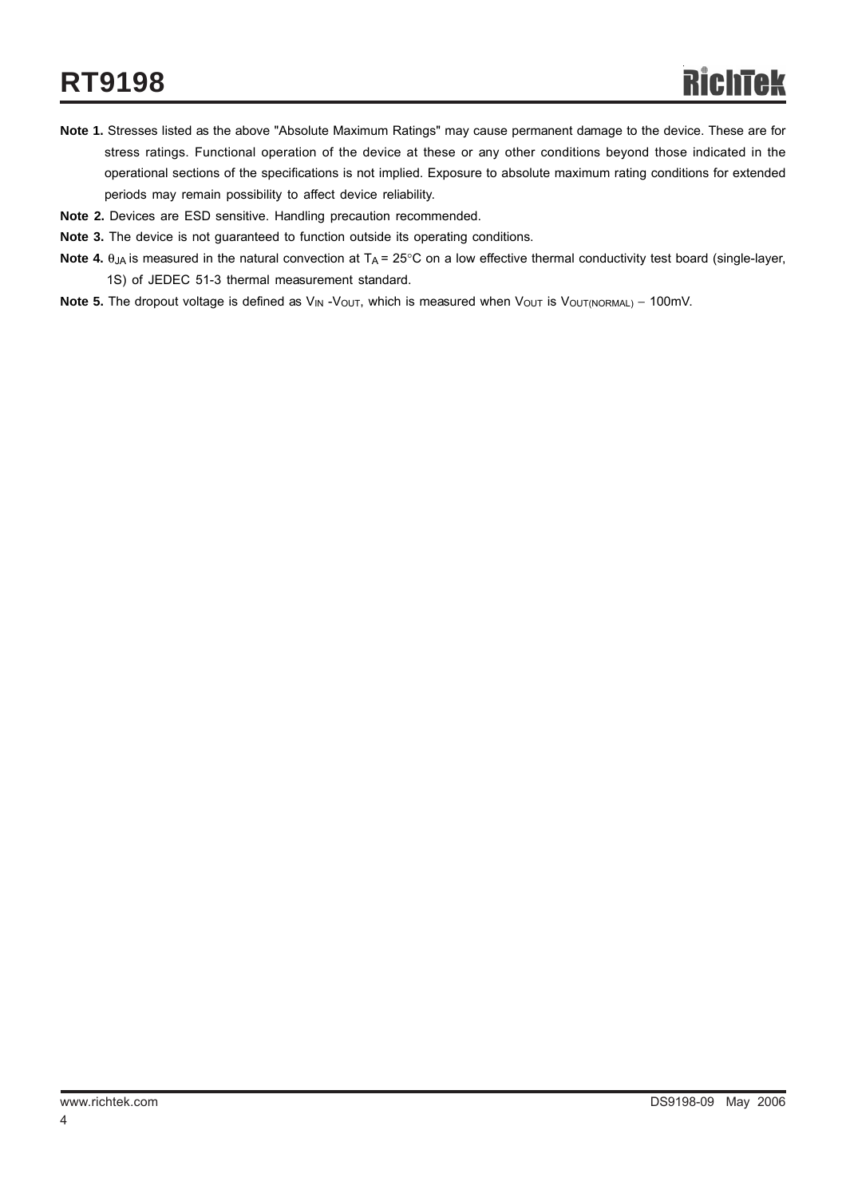**Note 1.** Stresses listed as the above "Absolute Maximum Ratings" may cause permanent damage to the device. These are for stress ratings. Functional operation of the device at these or any other conditions beyond those indicated in the operational sections of the specifications is not implied. Exposure to absolute maximum rating conditions for extended periods may remain possibility to affect device reliability.

**Note 2.** Devices are ESD sensitive. Handling precaution recommended.

**Note 3.** The device is not guaranteed to function outside its operating conditions.

**Note 4.** $\theta_{JA}$ is measured in the natural convection at $T_A = 25°C$ on a low effective thermal conductivity test board (single-layer, 1S) of JEDEC 51-3 thermal measurement standard.

**Note 5.** The dropout voltage is defined as $V_{IN}$ -$V_{OUT}$, which is measured when $V_{OUT}$ is $V_{OUT(NORMAL)}$ − 100mV.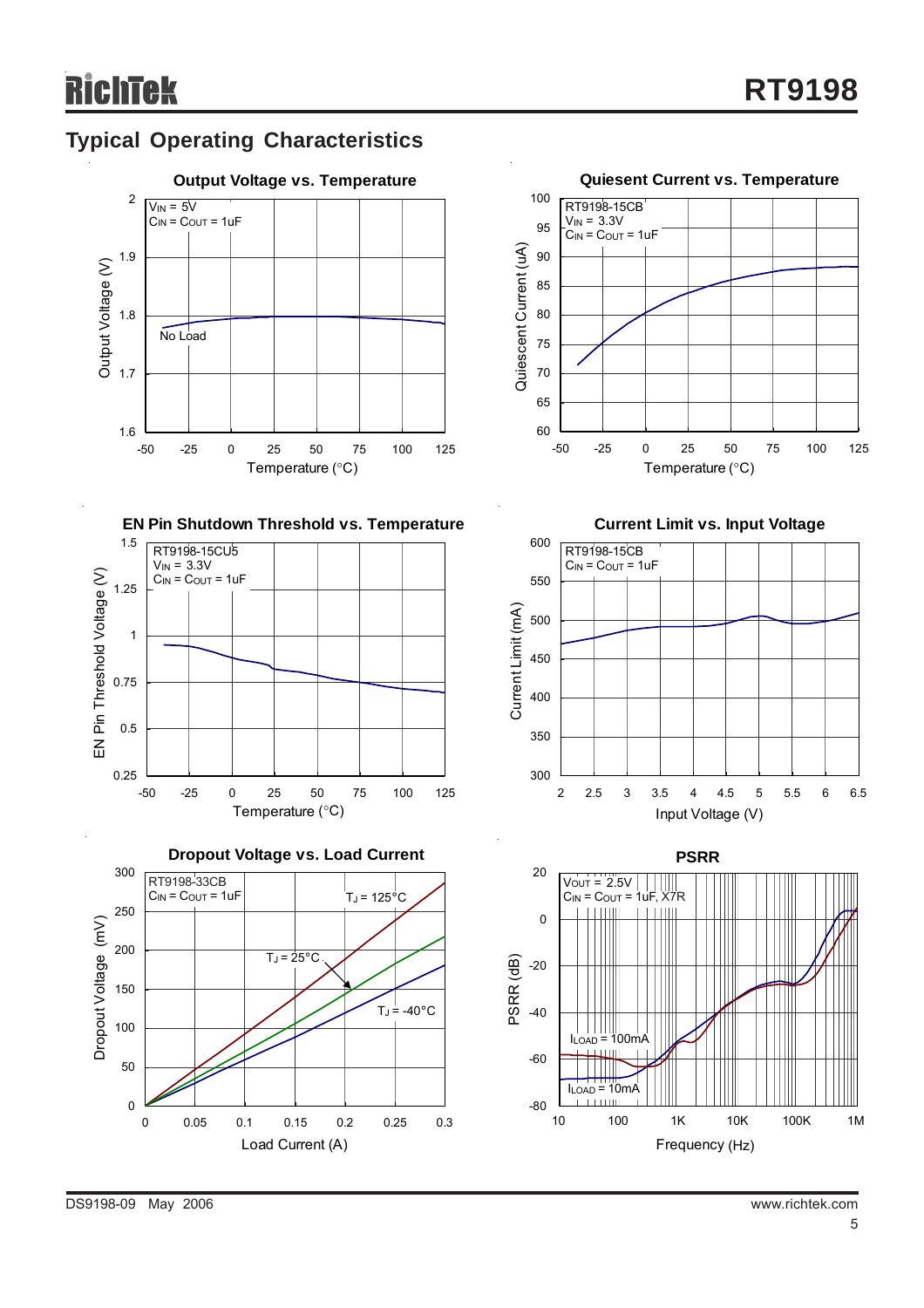## Typical Operating Characteristics

**Output Voltage vs. Temperature**

$V_{IN}$ = 5V
$C_{IN}$ = $C_{OUT}$ = 1uF
No Load

Output Voltage (V): 1.6, 1.7, 1.8, 1.9, 2
Temperature (°C): -50, -25, 0, 25, 50, 75, 100, 125

**Quiesent Current vs. Temperature**

RT9198-15CB
$V_{IN}$ = 3.3V
$C_{IN}$ = $C_{OUT}$ = 1uF

Quiescent Current (uA): 60, 65, 70, 75, 80, 85, 90, 95, 100
Temperature (°C): -50, -25, 0, 25, 50, 75, 100, 125

**EN Pin Shutdown Threshold vs. Temperature**

RT9198-15CU5
$V_{IN}$ = 3.3V
$C_{IN}$ = $C_{OUT}$ = 1uF

EN Pin Threshold Voltage (V): 0.25, 0.5, 0.75, 1, 1.25, 1.5
Temperature (°C): -50, -25, 0, 25, 50, 75, 100, 125

**Current Limit vs. Input Voltage**

RT9198-15CB
$C_{IN}$ = $C_{OUT}$ = 1uF

Current Limit (mA): 300, 350, 400, 450, 500, 550, 600
Input Voltage (V): 2, 2.5, 3, 3.5, 4, 4.5, 5, 5.5, 6, 6.5

**Dropout Voltage vs. Load Current**

RT9198-33CB
$C_{IN}$ = $C_{OUT}$ = 1uF
$T_J$ = 125°C
$T_J$ = 25°C
$T_J$ = -40°C

Dropout Voltage (mV): 0, 50, 100, 150, 200, 250, 300
Load Current (A): 0, 0.05, 0.1, 0.15, 0.2, 0.25, 0.3

**PSRR**

$V_{OUT}$ = 2.5V
$C_{IN}$ = $C_{OUT}$ = 1uF, X7R
$I_{LOAD}$ = 100mA
$I_{LOAD}$ = 10mA

PSRR (dB): -80, -60, -40, -20, 0, 20
Frequency (Hz): 10, 100, 1K, 10K, 100K, 1M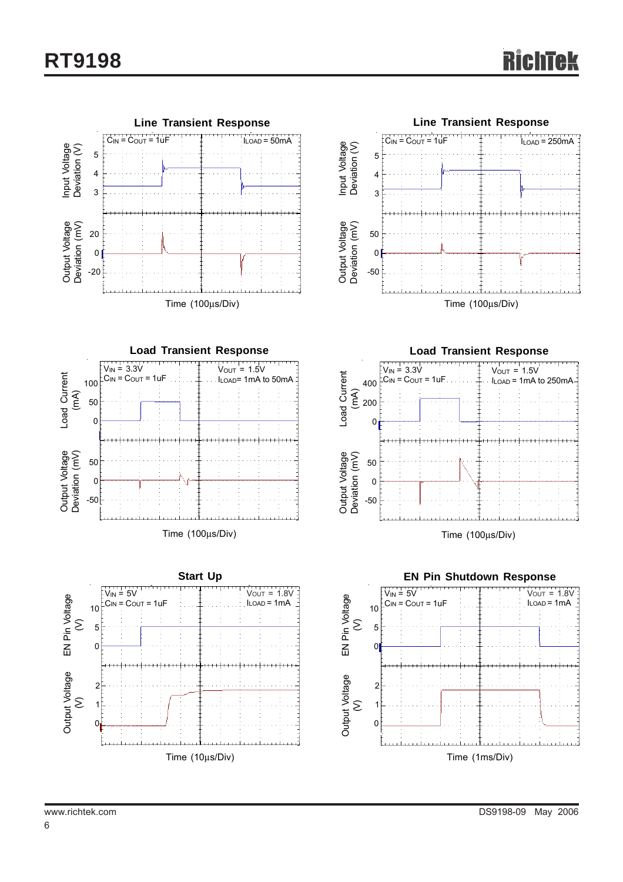**Line Transient Response**

$C_{IN} = C_{OUT} = 1uF$, $I_{LOAD} = 50mA$

Input Voltage Deviation (V); Output Voltage Deviation (mV)

Time (100μs/Div)

**Line Transient Response**

$C_{IN} = C_{OUT} = 1uF$, $I_{LOAD} = 250mA$

Input Voltage Deviation (V); Output Voltage Deviation (mV)

Time (100μs/Div)

**Load Transient Response**

$V_{IN} = 3.3V$, $C_{IN} = C_{OUT} = 1uF$, $V_{OUT} = 1.5V$, $I_{LOAD}$ = 1mA to 50mA

Load Current (mA); Output Voltage Deviation (mV)

Time (100μs/Div)

**Load Transient Response**

$V_{IN} = 3.3V$, $C_{IN} = C_{OUT} = 1uF$, $V_{OUT} = 1.5V$, $I_{LOAD}$ = 1mA to 250mA

Load Current (mA); Output Voltage Deviation (mV)

Time (100μs/Div)

**Start Up**

$V_{IN} = 5V$, $C_{IN} = C_{OUT} = 1uF$, $V_{OUT} = 1.8V$, $I_{LOAD} = 1mA$

EN Pin Voltage (V); Output Voltage (V)

Time (10μs/Div)

**EN Pin Shutdown Response**

$V_{IN} = 5V$, $C_{IN} = C_{OUT} = 1uF$, $V_{OUT} = 1.8V$, $I_{LOAD} = 1mA$

EN Pin Voltage (V); Output Voltage (V)

Time (1ms/Div)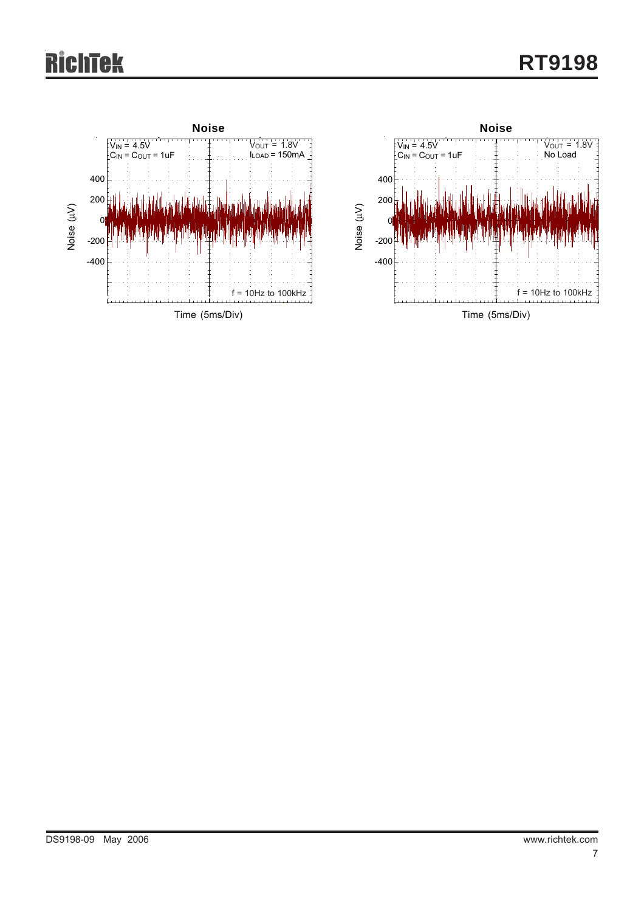**Noise**

$V_{IN}$ = 4.5V
$C_{IN}$ = $C_{OUT}$ = 1uF
$V_{OUT}$ = 1.8V
$I_{LOAD}$ = 150mA

Noise (µV): 400, 200, 0, -200, -400

f = 10Hz to 100kHz

Time (5ms/Div)

**Noise**

$V_{IN}$ = 4.5V
$C_{IN}$ = $C_{OUT}$ = 1uF
$V_{OUT}$ = 1.8V
No Load

Noise (µV): 400, 200, 0, -200, -400

f = 10Hz to 100kHz

Time (5ms/Div)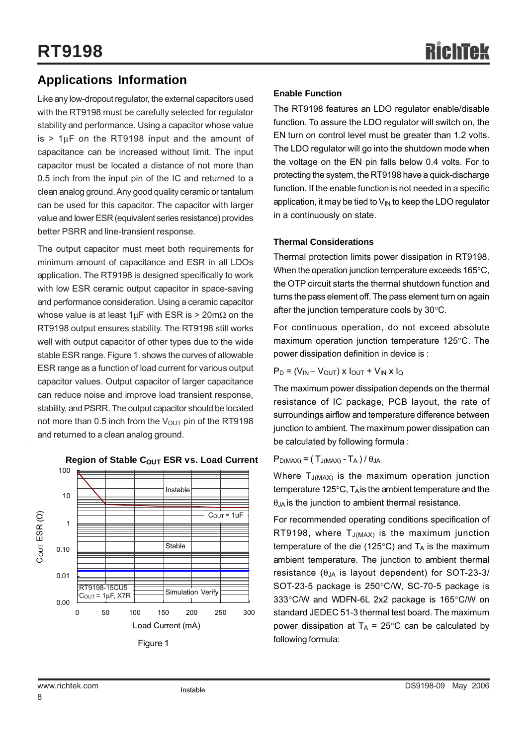## Applications Information

Like any low-dropout regulator, the external capacitors used with the RT9198 must be carefully selected for regulator stability and performance. Using a capacitor whose value is > 1μF on the RT9198 input and the amount of capacitance can be increased without limit. The input capacitor must be located a distance of not more than 0.5 inch from the input pin of the IC and returned to a clean analog ground. Any good quality ceramic or tantalum can be used for this capacitor. The capacitor with larger value and lower ESR (equivalent series resistance) provides better PSRR and line-transient response.

The output capacitor must meet both requirements for minimum amount of capacitance and ESR in all LDOs application. The RT9198 is designed specifically to work with low ESR ceramic output capacitor in space-saving and performance consideration. Using a ceramic capacitor whose value is at least 1μF with ESR is > 20mΩ on the RT9198 output ensures stability. The RT9198 still works well with output capacitor of other types due to the wide stable ESR range. Figure 1. shows the curves of allowable ESR range as a function of load current for various output capacitor values. Output capacitor of larger capacitance can reduce noise and improve load transient response, stability, and PSRR. The output capacitor should be located not more than 0.5 inch from the $V_{OUT}$ pin of the RT9198 and returned to a clean analog ground.

**Region of Stable $C_{OUT}$ ESR vs. Load Current**

(Chart: $C_{OUT}$ ESR (Ω) vs. Load Current (mA), 0 to 300 mA; ESR axis 0.00 to 100. Regions labeled "Instable", "Stable", "Simulation Verify"; curve labeled $C_{OUT}$ = 1uF; RT9198-15CU5, $C_{OUT}$ = 1μF, X7R)

Figure 1

### Enable Function

The RT9198 features an LDO regulator enable/disable function. To assure the LDO regulator will switch on, the EN turn on control level must be greater than 1.2 volts. The LDO regulator will go into the shutdown mode when the voltage on the EN pin falls below 0.4 volts. For to protecting the system, the RT9198 have a quick-discharge function. If the enable function is not needed in a specific application, it may be tied to $V_{IN}$ to keep the LDO regulator in a continuously on state.

### Thermal Considerations

Thermal protection limits power dissipation in RT9198. When the operation junction temperature exceeds 165°C, the OTP circuit starts the thermal shutdown function and turns the pass element off. The pass element turn on again after the junction temperature cools by 30°C.

For continuous operation, do not exceed absolute maximum operation junction temperature 125°C. The power dissipation definition in device is :

$$P_D = (V_{IN} - V_{OUT}) \times I_{OUT} + V_{IN} \times I_Q$$

The maximum power dissipation depends on the thermal resistance of IC package, PCB layout, the rate of surroundings airflow and temperature difference between junction to ambient. The maximum power dissipation can be calculated by following formula :

$$P_{D(MAX)} = (T_{J(MAX)} - T_A) / \theta_{JA}$$

Where $T_{J(MAX)}$ is the maximum operation junction temperature 125°C, $T_A$ is the ambient temperature and the $\theta_{JA}$ is the junction to ambient thermal resistance.

For recommended operating conditions specification of RT9198, where $T_{J(MAX)}$ is the maximum junction temperature of the die (125°C) and $T_A$ is the maximum ambient temperature. The junction to ambient thermal resistance ($\theta_{JA}$ is layout dependent) for SOT-23-3/ SOT-23-5 package is 250°C/W, SC-70-5 package is 333°C/W and WDFN-6L 2x2 package is 165°C/W on standard JEDEC 51-3 thermal test board. The maximum power dissipation at $T_A$ = 25°C can be calculated by following formula: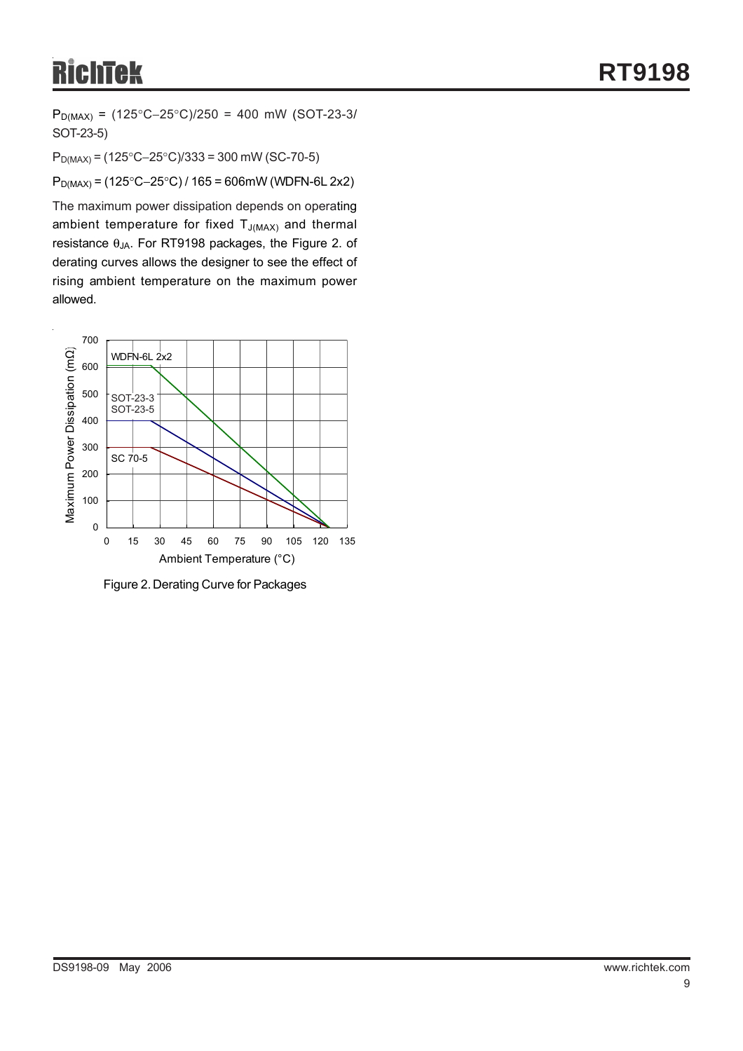$P_{D(MAX)}$ = (125°C−25°C)/250 = 400 mW (SOT-23-3/ SOT-23-5)

$P_{D(MAX)}$ = (125°C−25°C)/333 = 300 mW (SC-70-5)

$P_{D(MAX)}$ = (125°C−25°C) / 165 = 606mW (WDFN-6L 2x2)

The maximum power dissipation depends on operating ambient temperature for fixed $T_{J(MAX)}$ and thermal resistance $\theta_{JA}$. For RT9198 packages, the Figure 2. of derating curves allows the designer to see the effect of rising ambient temperature on the maximum power allowed.

Figure 2. Derating Curve for Packages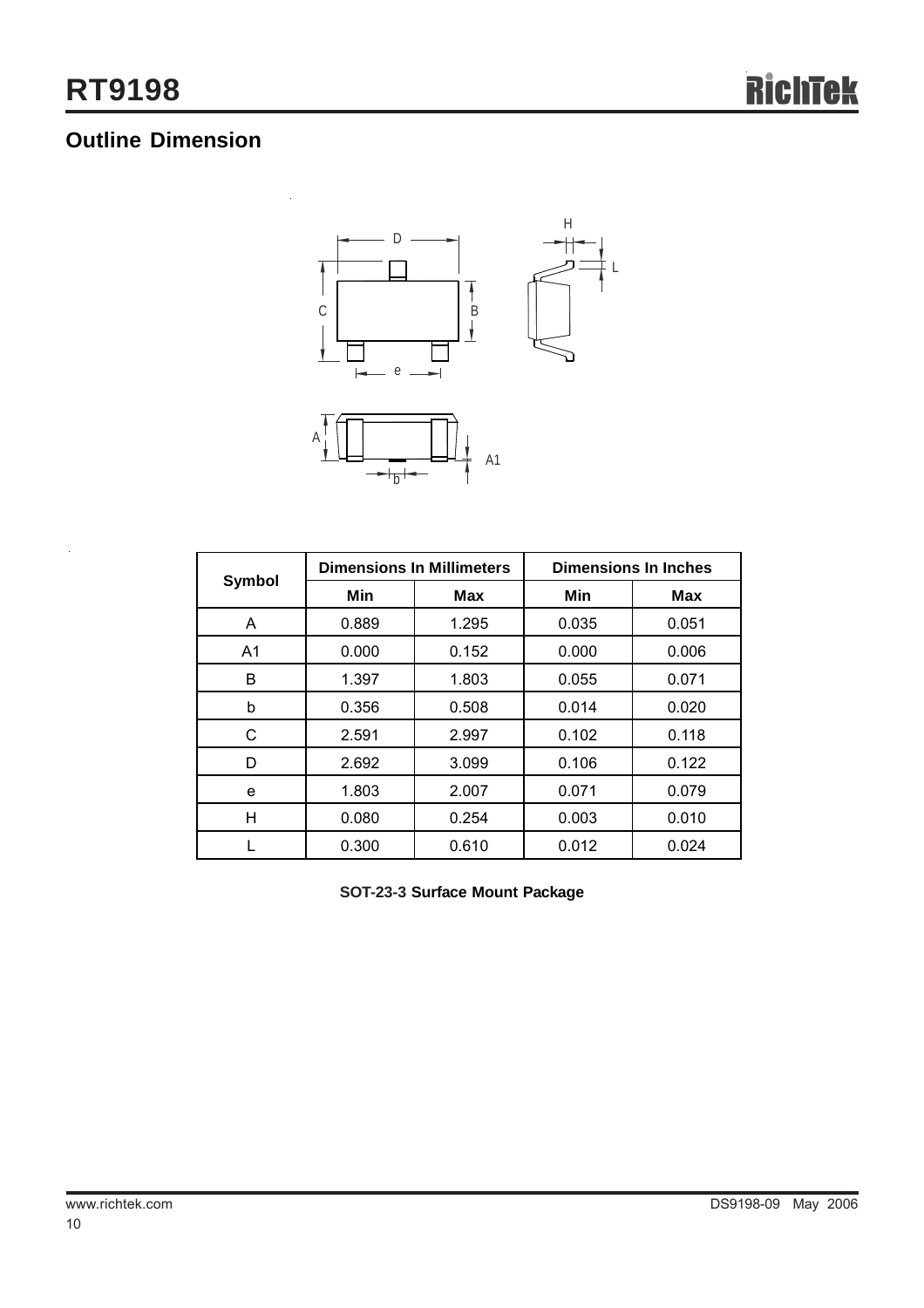## Outline Dimension

| Symbol | Dimensions In Millimeters | | Dimensions In Inches | |
|---|---|---|---|---|
| | Min | Max | Min | Max |
| A | 0.889 | 1.295 | 0.035 | 0.051 |
| A1 | 0.000 | 0.152 | 0.000 | 0.006 |
| B | 1.397 | 1.803 | 0.055 | 0.071 |
| b | 0.356 | 0.508 | 0.014 | 0.020 |
| C | 2.591 | 2.997 | 0.102 | 0.118 |
| D | 2.692 | 3.099 | 0.106 | 0.122 |
| e | 1.803 | 2.007 | 0.071 | 0.079 |
| H | 0.080 | 0.254 | 0.003 | 0.010 |
| L | 0.300 | 0.610 | 0.012 | 0.024 |

**SOT-23-3 Surface Mount Package**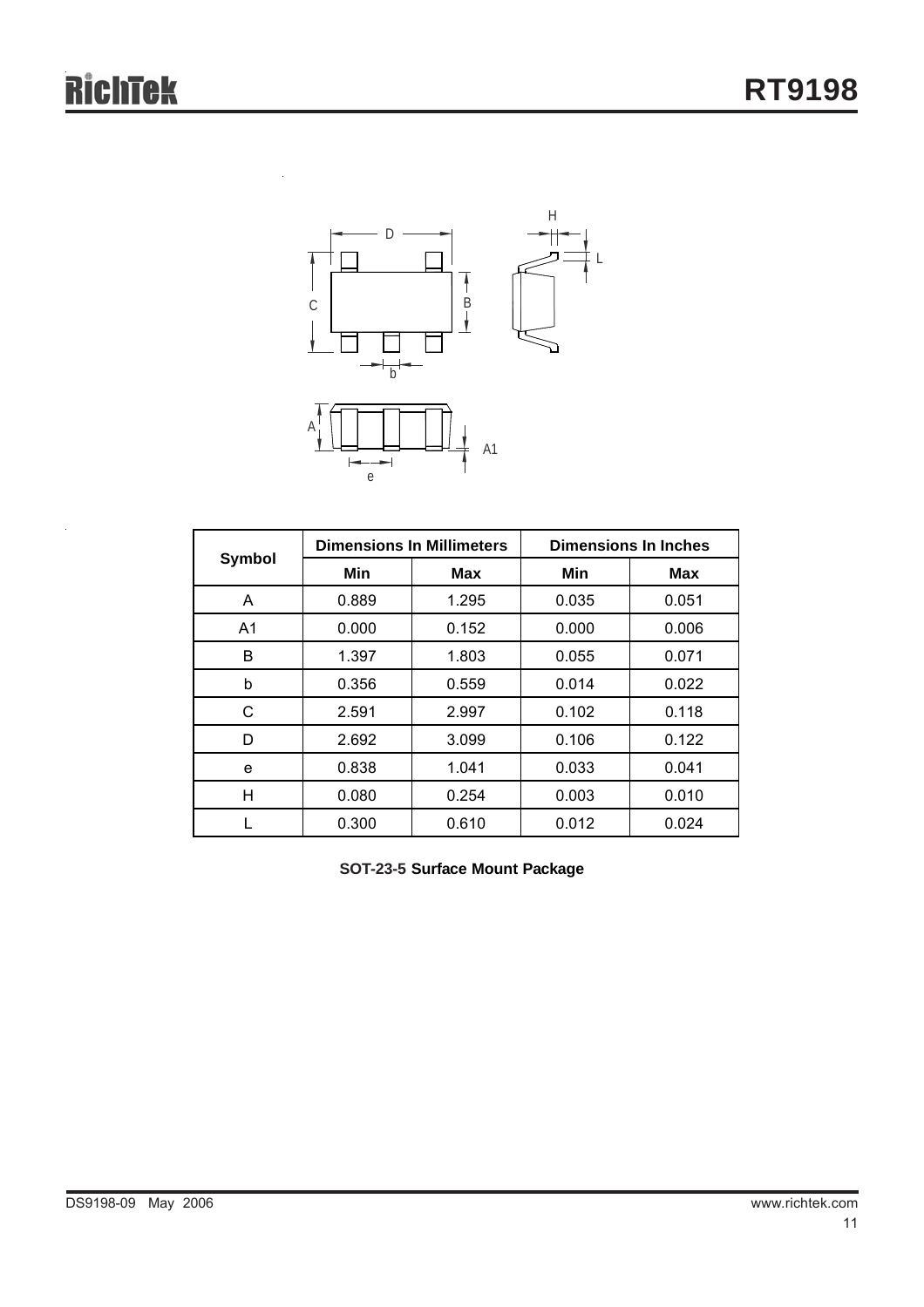| Symbol | Dimensions In Millimeters | | Dimensions In Inches | |
|---|---|---|---|---|
| | Min | Max | Min | Max |
| A | 0.889 | 1.295 | 0.035 | 0.051 |
| A1 | 0.000 | 0.152 | 0.000 | 0.006 |
| B | 1.397 | 1.803 | 0.055 | 0.071 |
| b | 0.356 | 0.559 | 0.014 | 0.022 |
| C | 2.591 | 2.997 | 0.102 | 0.118 |
| D | 2.692 | 3.099 | 0.106 | 0.122 |
| e | 0.838 | 1.041 | 0.033 | 0.041 |
| H | 0.080 | 0.254 | 0.003 | 0.010 |
| L | 0.300 | 0.610 | 0.012 | 0.024 |

**SOT-23-5 Surface Mount Package**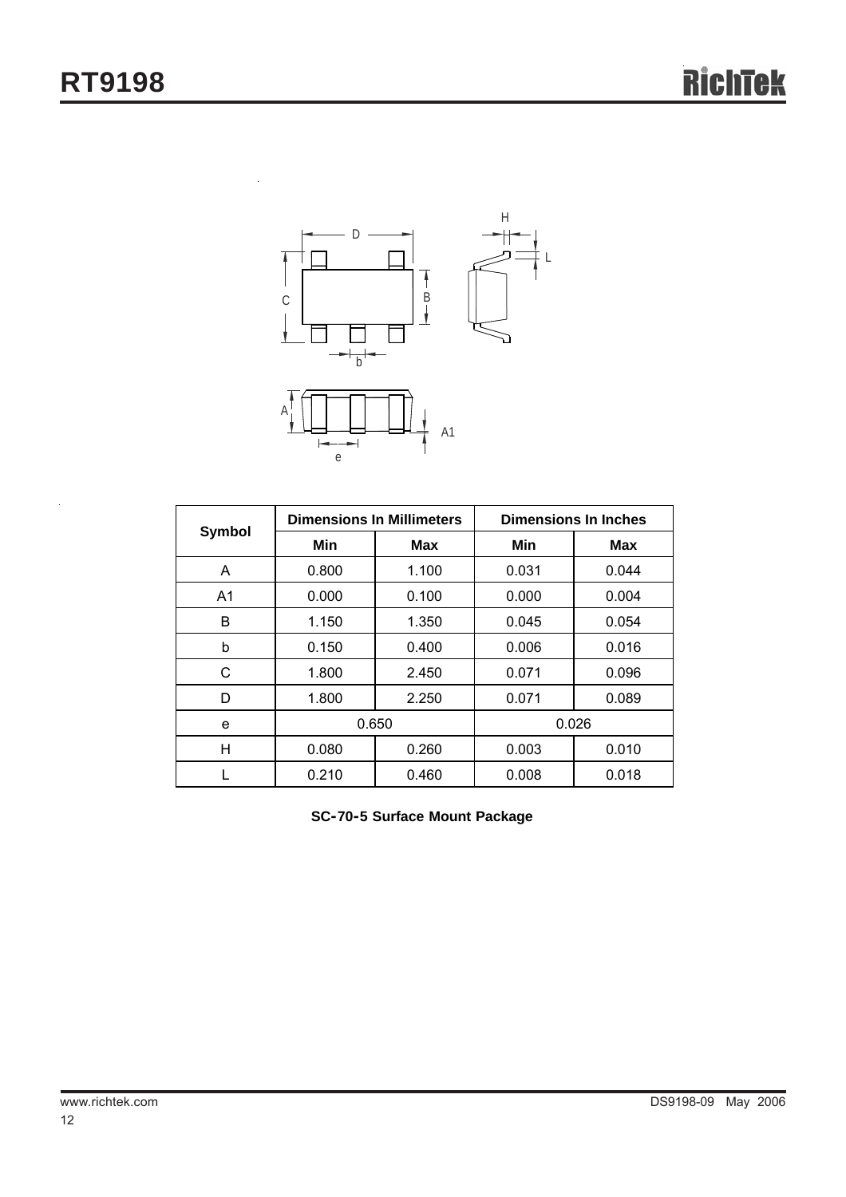| Symbol | Dimensions In Millimeters | | Dimensions In Inches | |
|---|---|---|---|---|
| | Min | Max | Min | Max |
| A | 0.800 | 1.100 | 0.031 | 0.044 |
| A1 | 0.000 | 0.100 | 0.000 | 0.004 |
| B | 1.150 | 1.350 | 0.045 | 0.054 |
| b | 0.150 | 0.400 | 0.006 | 0.016 |
| C | 1.800 | 2.450 | 0.071 | 0.096 |
| D | 1.800 | 2.250 | 0.071 | 0.089 |
| e | 0.650 | | 0.026 | |
| H | 0.080 | 0.260 | 0.003 | 0.010 |
| L | 0.210 | 0.460 | 0.008 | 0.018 |

**SC-70-5 Surface Mount Package**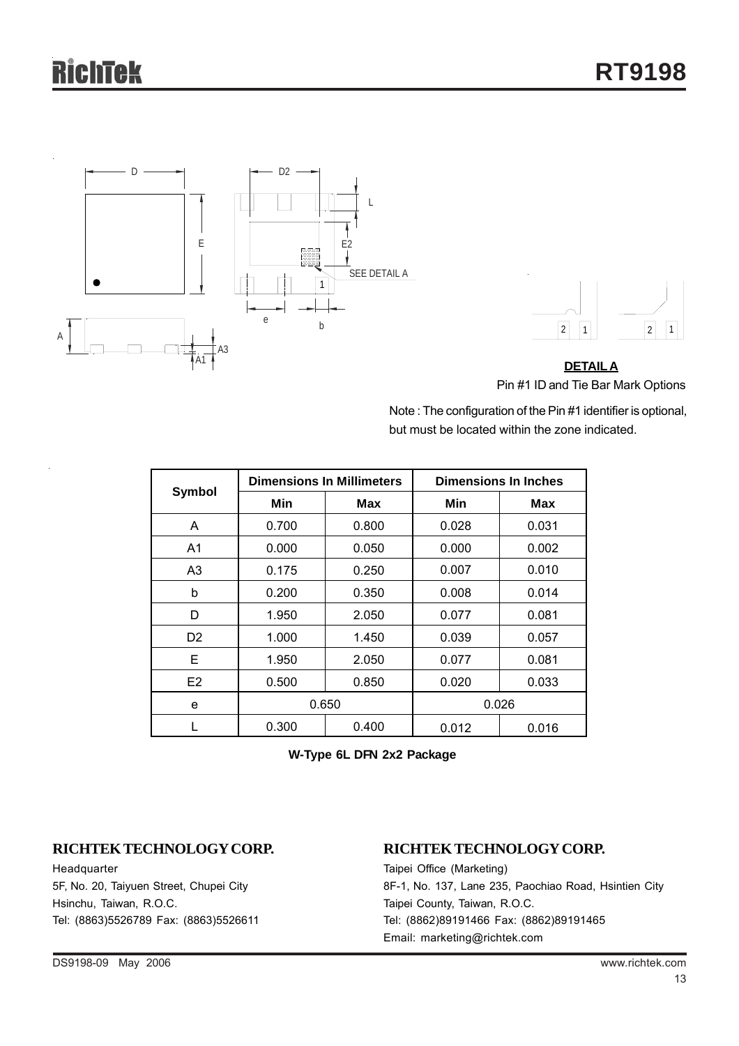D

E

A

A1

A3

D2

L

E2

SEE DETAIL A

1

e

b

2 1 2 1

**DETAIL A**

Pin #1 ID and Tie Bar Mark Options

Note : The configuration of the Pin #1 identifier is optional, but must be located within the zone indicated.

| Symbol | Dimensions In Millimeters | | Dimensions In Inches | |
|---|---|---|---|---|
| | Min | Max | Min | Max |
| A | 0.700 | 0.800 | 0.028 | 0.031 |
| A1 | 0.000 | 0.050 | 0.000 | 0.002 |
| A3 | 0.175 | 0.250 | 0.007 | 0.010 |
| b | 0.200 | 0.350 | 0.008 | 0.014 |
| D | 1.950 | 2.050 | 0.077 | 0.081 |
| D2 | 1.000 | 1.450 | 0.039 | 0.057 |
| E | 1.950 | 2.050 | 0.077 | 0.081 |
| E2 | 0.500 | 0.850 | 0.020 | 0.033 |
| e | 0.650 | | 0.026 | |
| L | 0.300 | 0.400 | 0.012 | 0.016 |

**W-Type 6L DFN 2x2 Package**

**RICHTEK TECHNOLOGY CORP.**

Headquarter
5F, No. 20, Taiyuen Street, Chupei City
Hsinchu, Taiwan, R.O.C.
Tel: (8863)5526789 Fax: (8863)5526611

**RICHTEK TECHNOLOGY CORP.**

Taipei Office (Marketing)
8F-1, No. 137, Lane 235, Paochiao Road, Hsintien City
Taipei County, Taiwan, R.O.C.
Tel: (8862)89191466 Fax: (8862)89191465
Email: marketing@richtek.com